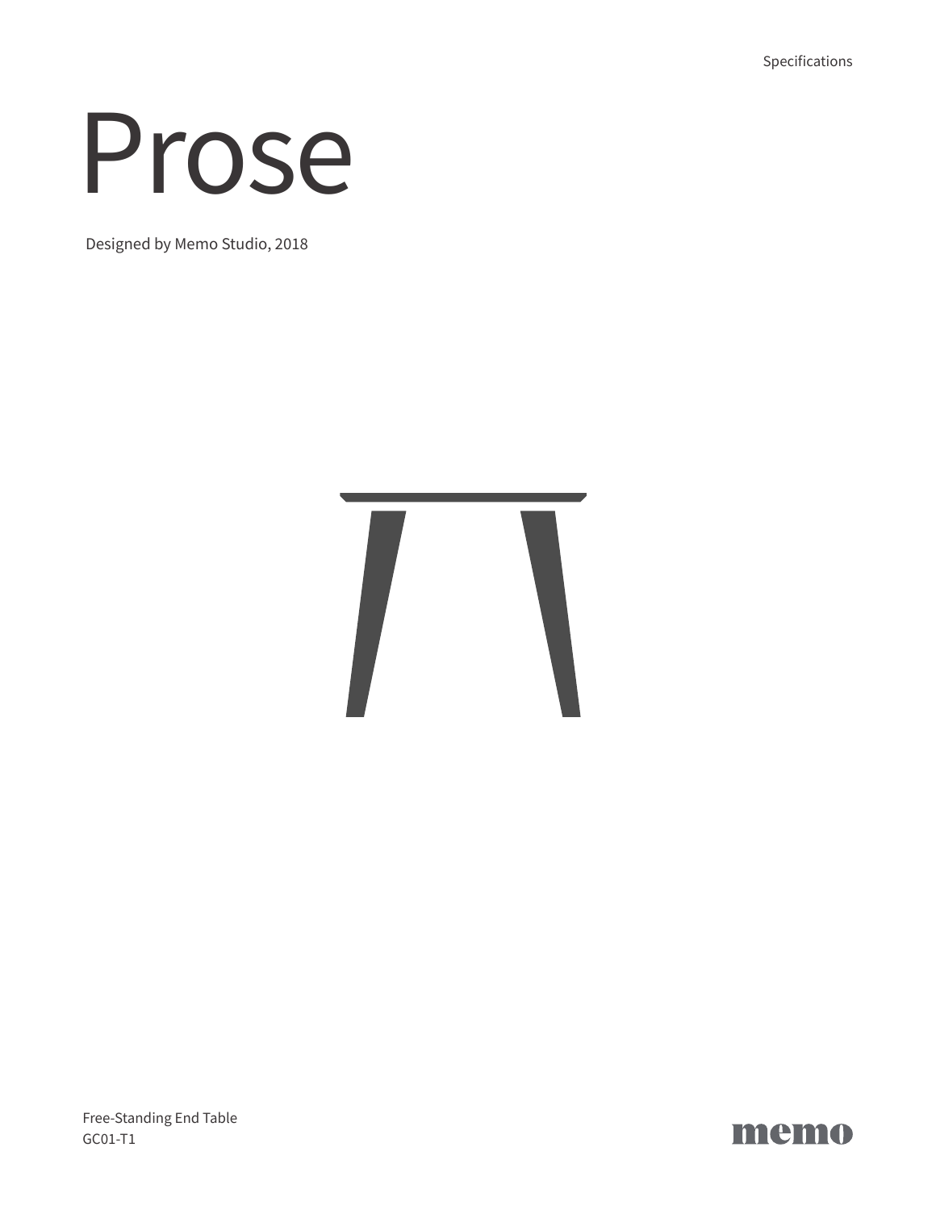Specifications

# Prose

Designed by Memo Studio, 2018

Free-Standing End Table
GC01-T1

memo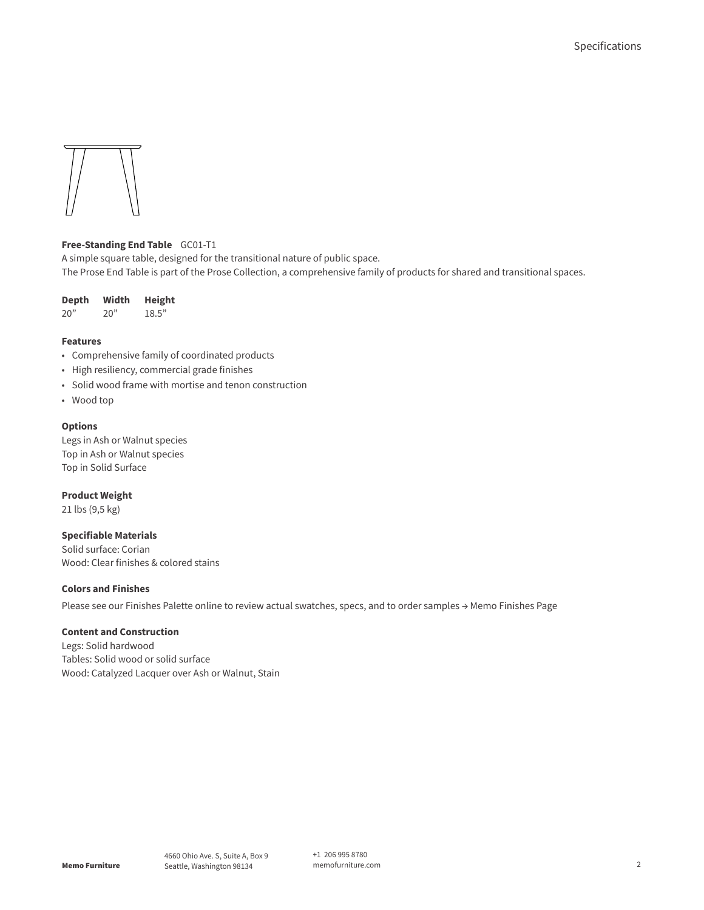**Free-Standing End Table** GC01-T1

A simple square table, designed for the transitional nature of public space.
The Prose End Table is part of the Prose Collection, a comprehensive family of products for shared and transitional spaces.

| Depth | Width | Height |
|---|---|---|
| 20" | 20" | 18.5" |

**Features**

- Comprehensive family of coordinated products
- High resiliency, commercial grade finishes
- Solid wood frame with mortise and tenon construction
- Wood top

**Options**

Legs in Ash or Walnut species
Top in Ash or Walnut species
Top in Solid Surface

**Product Weight**

21 lbs (9,5 kg)

**Specifiable Materials**

Solid surface: Corian
Wood: Clear finishes & colored stains

**Colors and Finishes**

Please see our Finishes Palette online to review actual swatches, specs, and to order samples → Memo Finishes Page

**Content and Construction**

Legs: Solid hardwood
Tables: Solid wood or solid surface
Wood: Catalyzed Lacquer over Ash or Walnut, Stain

**Memo Furniture** 4660 Ohio Ave. S, Suite A, Box 9 Seattle, Washington 98134 +1 206 995 8780 memofurniture.com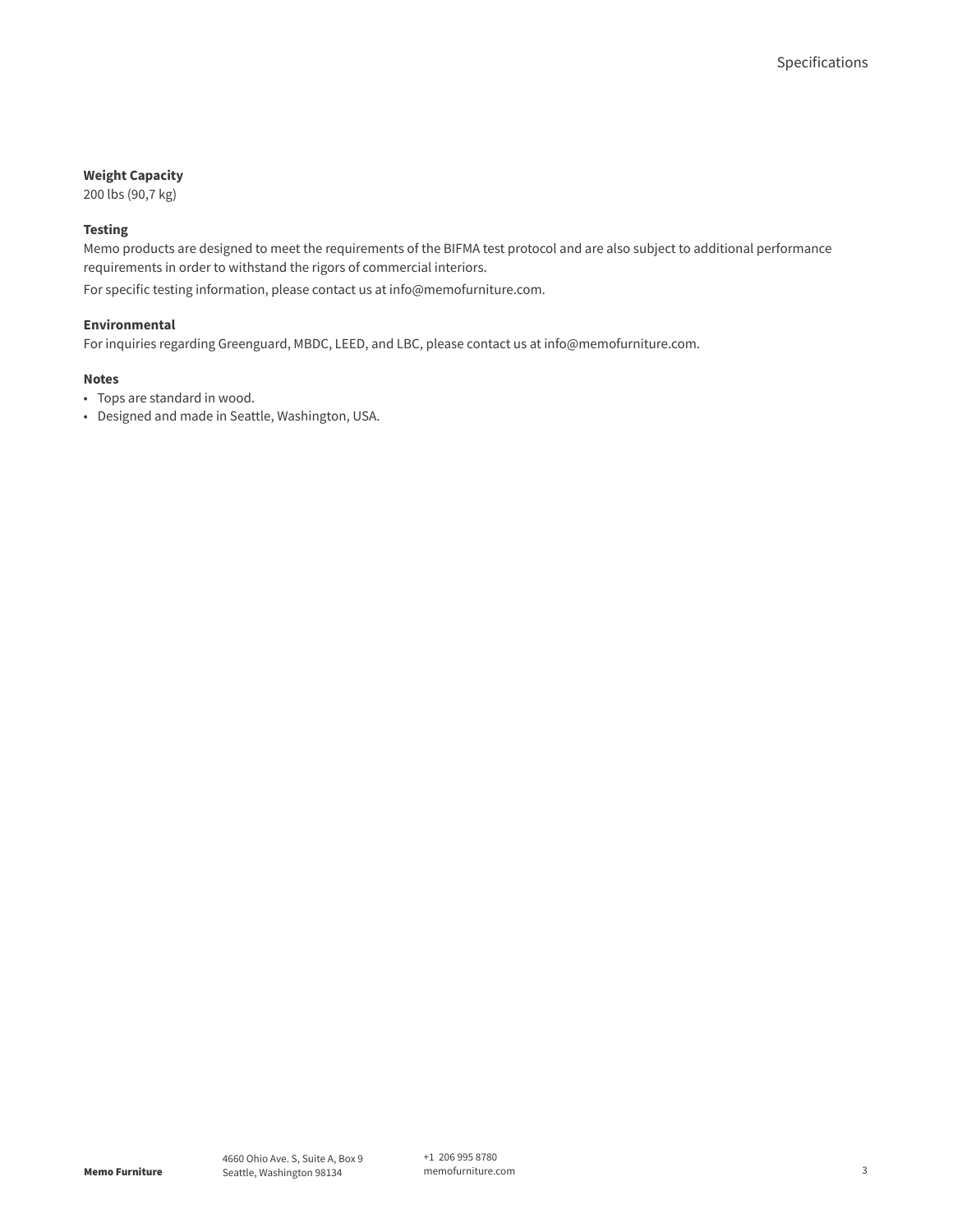**Weight Capacity**

200 lbs (90,7 kg)

**Testing**

Memo products are designed to meet the requirements of the BIFMA test protocol and are also subject to additional performance requirements in order to withstand the rigors of commercial interiors.

For specific testing information, please contact us at info@memofurniture.com.

**Environmental**

For inquiries regarding Greenguard, MBDC, LEED, and LBC, please contact us at info@memofurniture.com.

**Notes**

- Tops are standard in wood.
- Designed and made in Seattle, Washington, USA.